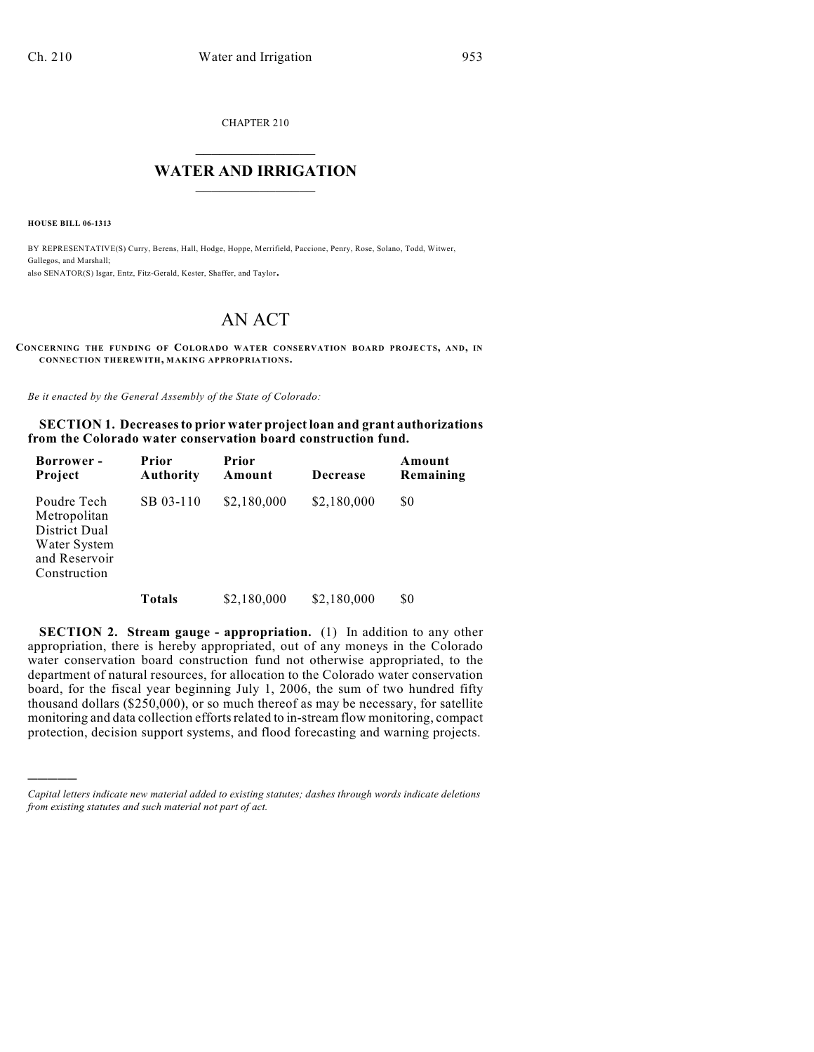CHAPTER 210

# WATER AND IRRIGATION

**HOUSE BILL 06-1313**

BY REPRESENTATIVE(S) Curry, Berens, Hall, Hodge, Hoppe, Merrifield, Paccione, Penry, Rose, Solano, Todd, Witwer, Gallegos, and Marshall;
also SENATOR(S) Isgar, Entz, Fitz-Gerald, Kester, Shaffer, and Taylor.

# AN ACT

**CONCERNING THE FUNDING OF COLORADO WATER CONSERVATION BOARD PROJECTS, AND, IN CONNECTION THEREWITH, MAKING APPROPRIATIONS.**

*Be it enacted by the General Assembly of the State of Colorado:*

**SECTION 1. Decreases to prior water project loan and grant authorizations from the Colorado water conservation board construction fund.**

| Borrower - Project | Prior Authority | Prior Amount | Decrease | Amount Remaining |
|---|---|---|---|---|
| Poudre Tech Metropolitan District Dual Water System and Reservoir Construction | SB 03-110 | $2,180,000 | $2,180,000 | $0 |
| | **Totals** | $2,180,000 | $2,180,000 | $0 |

**SECTION 2. Stream gauge - appropriation.** (1) In addition to any other appropriation, there is hereby appropriated, out of any moneys in the Colorado water conservation board construction fund not otherwise appropriated, to the department of natural resources, for allocation to the Colorado water conservation board, for the fiscal year beginning July 1, 2006, the sum of two hundred fifty thousand dollars ($250,000), or so much thereof as may be necessary, for satellite monitoring and data collection efforts related to in-stream flow monitoring, compact protection, decision support systems, and flood forecasting and warning projects.

---

*Capital letters indicate new material added to existing statutes; dashes through words indicate deletions from existing statutes and such material not part of act.*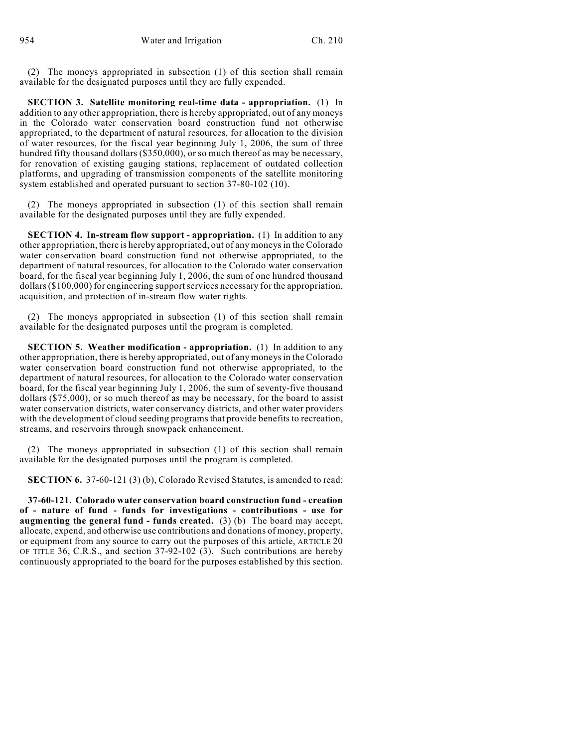(2) The moneys appropriated in subsection (1) of this section shall remain available for the designated purposes until they are fully expended.

**SECTION 3. Satellite monitoring real-time data - appropriation.** (1) In addition to any other appropriation, there is hereby appropriated, out of any moneys in the Colorado water conservation board construction fund not otherwise appropriated, to the department of natural resources, for allocation to the division of water resources, for the fiscal year beginning July 1, 2006, the sum of three hundred fifty thousand dollars ($350,000), or so much thereof as may be necessary, for renovation of existing gauging stations, replacement of outdated collection platforms, and upgrading of transmission components of the satellite monitoring system established and operated pursuant to section 37-80-102 (10).

(2) The moneys appropriated in subsection (1) of this section shall remain available for the designated purposes until they are fully expended.

**SECTION 4. In-stream flow support - appropriation.** (1) In addition to any other appropriation, there is hereby appropriated, out of any moneys in the Colorado water conservation board construction fund not otherwise appropriated, to the department of natural resources, for allocation to the Colorado water conservation board, for the fiscal year beginning July 1, 2006, the sum of one hundred thousand dollars ($100,000) for engineering support services necessary for the appropriation, acquisition, and protection of in-stream flow water rights.

(2) The moneys appropriated in subsection (1) of this section shall remain available for the designated purposes until the program is completed.

**SECTION 5. Weather modification - appropriation.** (1) In addition to any other appropriation, there is hereby appropriated, out of any moneys in the Colorado water conservation board construction fund not otherwise appropriated, to the department of natural resources, for allocation to the Colorado water conservation board, for the fiscal year beginning July 1, 2006, the sum of seventy-five thousand dollars ($75,000), or so much thereof as may be necessary, for the board to assist water conservation districts, water conservancy districts, and other water providers with the development of cloud seeding programs that provide benefits to recreation, streams, and reservoirs through snowpack enhancement.

(2) The moneys appropriated in subsection (1) of this section shall remain available for the designated purposes until the program is completed.

**SECTION 6.** 37-60-121 (3) (b), Colorado Revised Statutes, is amended to read:

**37-60-121. Colorado water conservation board construction fund - creation of - nature of fund - funds for investigations - contributions - use for augmenting the general fund - funds created.** (3) (b) The board may accept, allocate, expend, and otherwise use contributions and donations of money, property, or equipment from any source to carry out the purposes of this article, ARTICLE 20 OF TITLE 36, C.R.S., and section 37-92-102 (3). Such contributions are hereby continuously appropriated to the board for the purposes established by this section.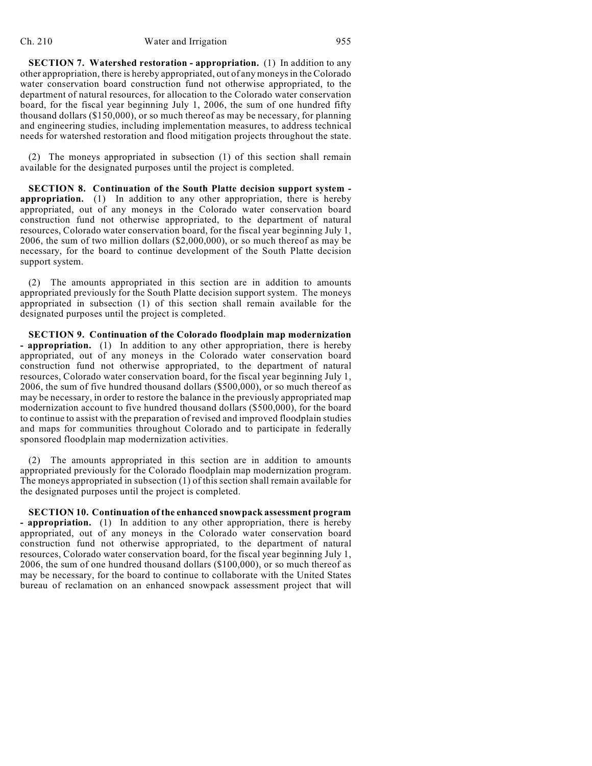**SECTION 7. Watershed restoration - appropriation.** (1) In addition to any other appropriation, there is hereby appropriated, out of any moneys in the Colorado water conservation board construction fund not otherwise appropriated, to the department of natural resources, for allocation to the Colorado water conservation board, for the fiscal year beginning July 1, 2006, the sum of one hundred fifty thousand dollars ($150,000), or so much thereof as may be necessary, for planning and engineering studies, including implementation measures, to address technical needs for watershed restoration and flood mitigation projects throughout the state.

(2) The moneys appropriated in subsection (1) of this section shall remain available for the designated purposes until the project is completed.

**SECTION 8. Continuation of the South Platte decision support system - appropriation.** (1) In addition to any other appropriation, there is hereby appropriated, out of any moneys in the Colorado water conservation board construction fund not otherwise appropriated, to the department of natural resources, Colorado water conservation board, for the fiscal year beginning July 1, 2006, the sum of two million dollars ($2,000,000), or so much thereof as may be necessary, for the board to continue development of the South Platte decision support system.

(2) The amounts appropriated in this section are in addition to amounts appropriated previously for the South Platte decision support system. The moneys appropriated in subsection (1) of this section shall remain available for the designated purposes until the project is completed.

**SECTION 9. Continuation of the Colorado floodplain map modernization - appropriation.** (1) In addition to any other appropriation, there is hereby appropriated, out of any moneys in the Colorado water conservation board construction fund not otherwise appropriated, to the department of natural resources, Colorado water conservation board, for the fiscal year beginning July 1, 2006, the sum of five hundred thousand dollars ($500,000), or so much thereof as may be necessary, in order to restore the balance in the previously appropriated map modernization account to five hundred thousand dollars ($500,000), for the board to continue to assist with the preparation of revised and improved floodplain studies and maps for communities throughout Colorado and to participate in federally sponsored floodplain map modernization activities.

(2) The amounts appropriated in this section are in addition to amounts appropriated previously for the Colorado floodplain map modernization program. The moneys appropriated in subsection (1) of this section shall remain available for the designated purposes until the project is completed.

**SECTION 10. Continuation of the enhanced snowpack assessment program - appropriation.** (1) In addition to any other appropriation, there is hereby appropriated, out of any moneys in the Colorado water conservation board construction fund not otherwise appropriated, to the department of natural resources, Colorado water conservation board, for the fiscal year beginning July 1, 2006, the sum of one hundred thousand dollars ($100,000), or so much thereof as may be necessary, for the board to continue to collaborate with the United States bureau of reclamation on an enhanced snowpack assessment project that will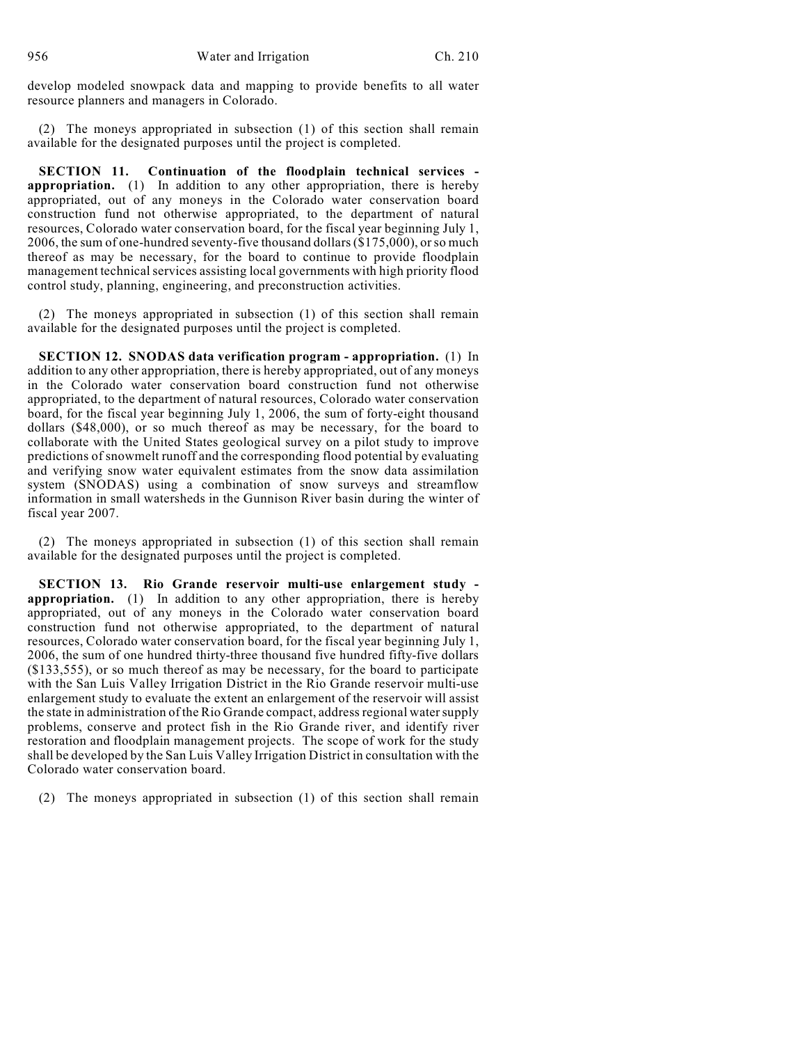develop modeled snowpack data and mapping to provide benefits to all water resource planners and managers in Colorado.

(2) The moneys appropriated in subsection (1) of this section shall remain available for the designated purposes until the project is completed.

**SECTION 11. Continuation of the floodplain technical services - appropriation.** (1) In addition to any other appropriation, there is hereby appropriated, out of any moneys in the Colorado water conservation board construction fund not otherwise appropriated, to the department of natural resources, Colorado water conservation board, for the fiscal year beginning July 1, 2006, the sum of one-hundred seventy-five thousand dollars ($175,000), or so much thereof as may be necessary, for the board to continue to provide floodplain management technical services assisting local governments with high priority flood control study, planning, engineering, and preconstruction activities.

(2) The moneys appropriated in subsection (1) of this section shall remain available for the designated purposes until the project is completed.

**SECTION 12. SNODAS data verification program - appropriation.** (1) In addition to any other appropriation, there is hereby appropriated, out of any moneys in the Colorado water conservation board construction fund not otherwise appropriated, to the department of natural resources, Colorado water conservation board, for the fiscal year beginning July 1, 2006, the sum of forty-eight thousand dollars ($48,000), or so much thereof as may be necessary, for the board to collaborate with the United States geological survey on a pilot study to improve predictions of snowmelt runoff and the corresponding flood potential by evaluating and verifying snow water equivalent estimates from the snow data assimilation system (SNODAS) using a combination of snow surveys and streamflow information in small watersheds in the Gunnison River basin during the winter of fiscal year 2007.

(2) The moneys appropriated in subsection (1) of this section shall remain available for the designated purposes until the project is completed.

**SECTION 13. Rio Grande reservoir multi-use enlargement study - appropriation.** (1) In addition to any other appropriation, there is hereby appropriated, out of any moneys in the Colorado water conservation board construction fund not otherwise appropriated, to the department of natural resources, Colorado water conservation board, for the fiscal year beginning July 1, 2006, the sum of one hundred thirty-three thousand five hundred fifty-five dollars ($133,555), or so much thereof as may be necessary, for the board to participate with the San Luis Valley Irrigation District in the Rio Grande reservoir multi-use enlargement study to evaluate the extent an enlargement of the reservoir will assist the state in administration of the Rio Grande compact, address regional water supply problems, conserve and protect fish in the Rio Grande river, and identify river restoration and floodplain management projects. The scope of work for the study shall be developed by the San Luis Valley Irrigation District in consultation with the Colorado water conservation board.

(2) The moneys appropriated in subsection (1) of this section shall remain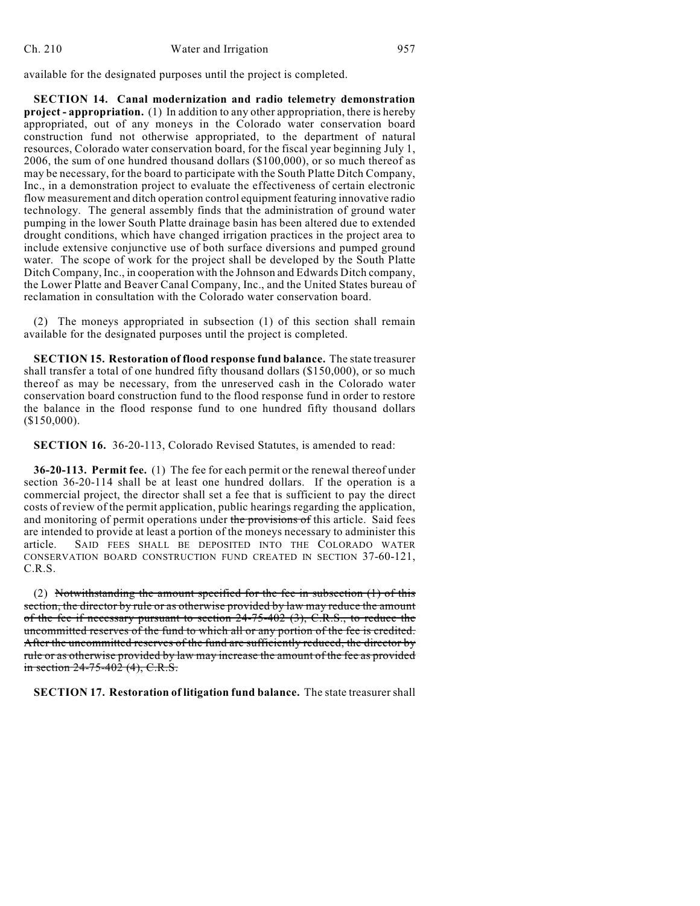available for the designated purposes until the project is completed.

**SECTION 14. Canal modernization and radio telemetry demonstration project - appropriation.** (1) In addition to any other appropriation, there is hereby appropriated, out of any moneys in the Colorado water conservation board construction fund not otherwise appropriated, to the department of natural resources, Colorado water conservation board, for the fiscal year beginning July 1, 2006, the sum of one hundred thousand dollars ($100,000), or so much thereof as may be necessary, for the board to participate with the South Platte Ditch Company, Inc., in a demonstration project to evaluate the effectiveness of certain electronic flow measurement and ditch operation control equipment featuring innovative radio technology. The general assembly finds that the administration of ground water pumping in the lower South Platte drainage basin has been altered due to extended drought conditions, which have changed irrigation practices in the project area to include extensive conjunctive use of both surface diversions and pumped ground water. The scope of work for the project shall be developed by the South Platte Ditch Company, Inc., in cooperation with the Johnson and Edwards Ditch company, the Lower Platte and Beaver Canal Company, Inc., and the United States bureau of reclamation in consultation with the Colorado water conservation board.

(2) The moneys appropriated in subsection (1) of this section shall remain available for the designated purposes until the project is completed.

**SECTION 15. Restoration of flood response fund balance.** The state treasurer shall transfer a total of one hundred fifty thousand dollars ($150,000), or so much thereof as may be necessary, from the unreserved cash in the Colorado water conservation board construction fund to the flood response fund in order to restore the balance in the flood response fund to one hundred fifty thousand dollars ($150,000).

**SECTION 16.** 36-20-113, Colorado Revised Statutes, is amended to read:

**36-20-113. Permit fee.** (1) The fee for each permit or the renewal thereof under section 36-20-114 shall be at least one hundred dollars. If the operation is a commercial project, the director shall set a fee that is sufficient to pay the direct costs of review of the permit application, public hearings regarding the application, and monitoring of permit operations under ~~the provisions of~~ this article. Said fees are intended to provide at least a portion of the moneys necessary to administer this article. SAID FEES SHALL BE DEPOSITED INTO THE COLORADO WATER CONSERVATION BOARD CONSTRUCTION FUND CREATED IN SECTION 37-60-121, C.R.S.

(2) ~~Notwithstanding the amount specified for the fee in subsection (1) of this section, the director by rule or as otherwise provided by law may reduce the amount of the fee if necessary pursuant to section 24-75-402 (3), C.R.S., to reduce the uncommitted reserves of the fund to which all or any portion of the fee is credited. After the uncommitted reserves of the fund are sufficiently reduced, the director by rule or as otherwise provided by law may increase the amount of the fee as provided in section 24-75-402 (4), C.R.S.~~

**SECTION 17. Restoration of litigation fund balance.** The state treasurer shall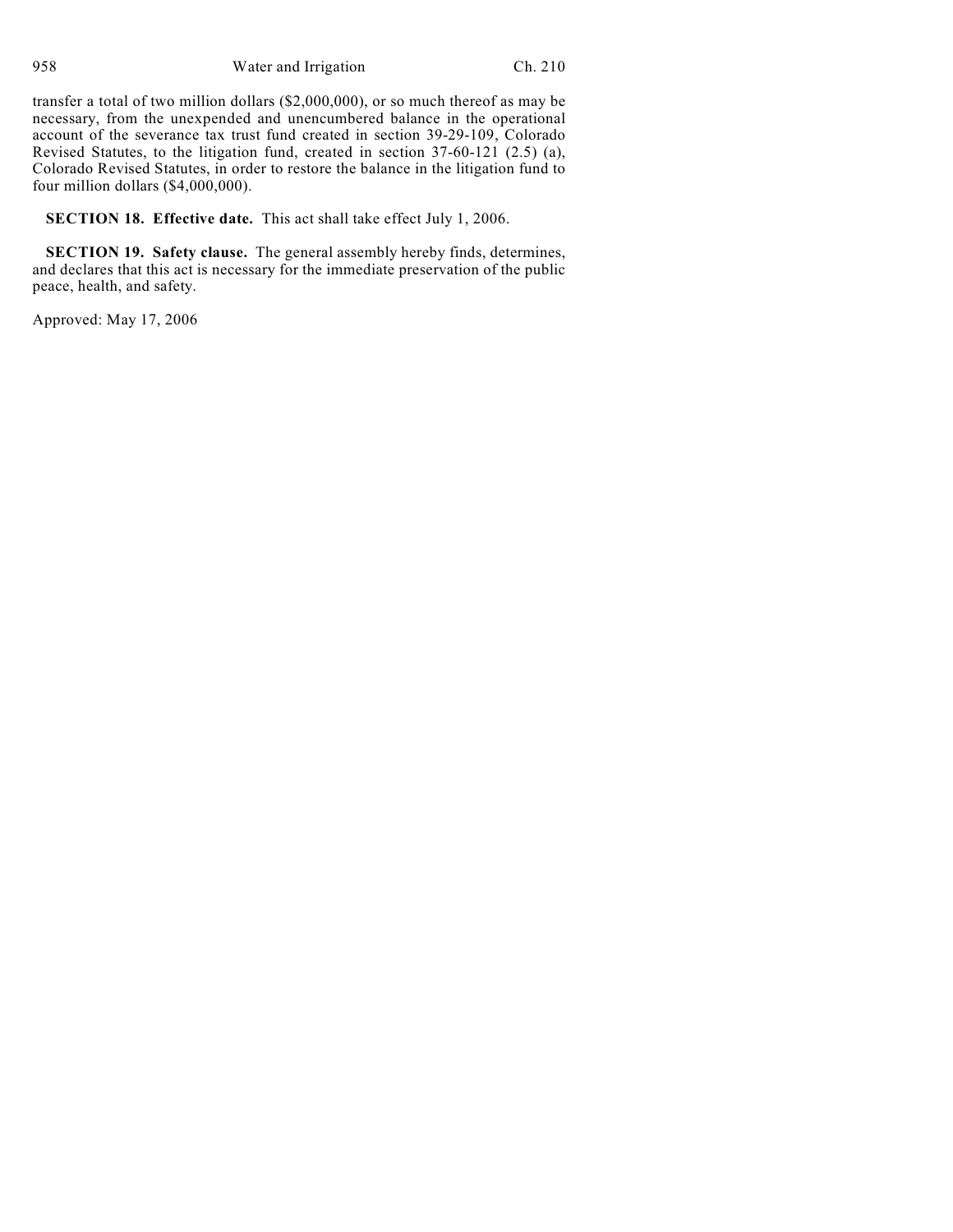transfer a total of two million dollars ($2,000,000), or so much thereof as may be necessary, from the unexpended and unencumbered balance in the operational account of the severance tax trust fund created in section 39-29-109, Colorado Revised Statutes, to the litigation fund, created in section 37-60-121 (2.5) (a), Colorado Revised Statutes, in order to restore the balance in the litigation fund to four million dollars ($4,000,000).

**SECTION 18. Effective date.** This act shall take effect July 1, 2006.

**SECTION 19. Safety clause.** The general assembly hereby finds, determines, and declares that this act is necessary for the immediate preservation of the public peace, health, and safety.

Approved: May 17, 2006